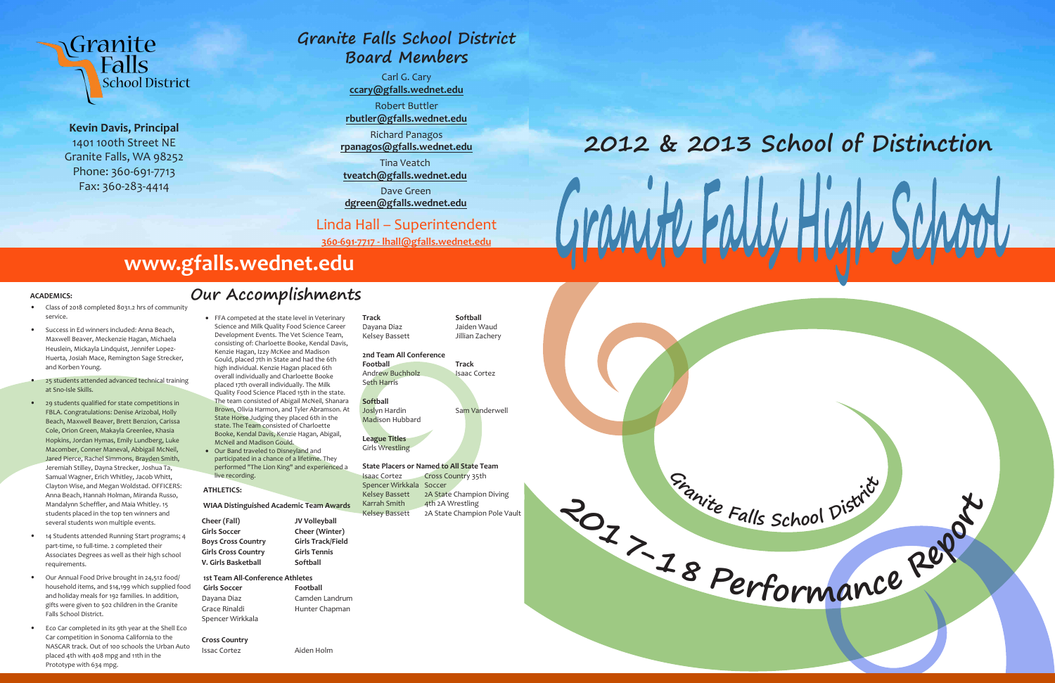Granite Falls School District

**Kevin Davis, Principal**
1401 100th Street NE
Granite Falls, WA 98252
Phone: 360-691-7713
Fax: 360-283-4414

## Granite Falls School District Board Members

Carl G. Cary
**ccary@gfalls.wednet.edu**

Robert Buttler
**rbutler@gfalls.wednet.edu**

Richard Panagos
**rpanagos@gfalls.wednet.edu**

Tina Veatch
**tveatch@gfalls.wednet.edu**

Dave Green
**dgreen@gfalls.wednet.edu**

Linda Hall – Superintendent
**360-691-7717 - lhall@gfalls.wednet.edu**

## www.gfalls.wednet.edu

# 2012 & 2013 School of Distinction

# Granite Falls High School

## Granite Falls School District 2017-18 Performance Report

## Our Accomplishments

**ACADEMICS:**

- Class of 2018 completed 8031.2 hrs of community service.
- Success in Ed winners included: Anna Beach, Maxwell Beaver, Meckenzie Hagan, Michaela Heuslein, Mickayla Lindquist, Jennifer Lopez-Huerta, Josiah Mace, Remington Sage Strecker, and Korben Young.
- 25 students attended advanced technical training at Sno-Isle Skills.
- 29 students qualified for state competitions in FBLA. Congratulations: Denise Arizobal, Holly Beach, Maxwell Beaver, Brett Benzion, Carissa Cole, Orion Green, Makayla Greenlee, Khasia Hopkins, Jordan Hymas, Emily Lundberg, Luke Macomber, Conner Maneval, Abbigail McNeil, Jared Pierce, Rachel Simmons, Brayden Smith, Jeremiah Stilley, Dayna Strecker, Joshua Ta, Samual Wagner, Erich Whitley, Jacob Whitt, Clayton Wise, and Megan Woldstad. OFFICERS: Anna Beach, Hannah Holman, Mandalynn Scheffler, and Maia Whitley. 15 students placed in the top ten winners and several students won multiple events.
- 14 Students attended Running Start programs; 4 part-time, 10 full-time. 2 completed their Associates Degrees as well as their high school requirements.
- Our Annual Food Drive brought in 24,512 food/household items, and $14,199 which supplied food and holiday meals for 192 families. In addition, gifts were given to 502 children in the Granite Falls School District.
- Eco Car completed in its 9th year at the Shell Eco Car competition in Sonoma California to the NASCAR track. Out of 100 schools the Urban Auto placed 4th with 408 mpg and 11th in the Prototype with 634 mpg.
- FFA competed at the state level in Veterinary Science and Milk Quality Food Science Career Development Events. The Vet Science Team, consisting of: Charloette Booke, Kendal Davis, Kenzie Hagan, Izzy McKee and Madison Gould, placed 7th in State and had the 6th high individual. Kenzie Hagan placed 6th overall individually and Charloette Booke placed 17th overall individually. The Milk Quality Food Science Placed 15th in the state. The team consisted of Abigail McNeil, Shanara Brown, Olivia Harmon, and Tyler Abramson. At State Horse Judging they placed 6th in the state. The Team consisted of Charlotte Booke, Kendal Davis, Kenzie Hagan, Abigail, McNeil and Madison Gould.
- Our Band traveled to Disneyland and participated in a chance of a lifetime. They performed "The Lion King" and experienced a live recording.

**ATHLETICS:**

**WIAA Distinguished Academic Team Awards**

| | |
|---|---|
| **Cheer (Fall)** | **JV Volleyball** |
| **Girls Soccer** | **Cheer (Winter)** |
| **Boys Cross Country** | **Girls Track/Field** |
| **Girls Cross Country** | **Girls Tennis** |
| **V. Girls Basketball** | **Softball** |

**1st Team All-Conference Athletes**

| | |
|---|---|
| **Girls Soccer** | **Football** |
| Dayana Diaz | Camden Landrum |
| Grace Rinaldi | Hunter Chapman |
| Spencer Wirkkala | |
| | |
| **Cross Country** | |
| Issac Cortez | Aiden Holm |
| | |
| **Track** | **Softball** |
| Dayana Diaz | Jaiden Waud |
| Kelsey Bassett | Jillian Zachery |

**2nd Team All Conference**

| | |
|---|---|
| **Football** | **Track** |
| Andrew Buchholz | Isaac Cortez |
| Seth Harris | |
| | |
| **Softball** | |
| Joslyn Hardin | Sam Vanderwell |
| Madison Hubbard | |

**League Titles**
Girls Wrestling

**State Placers or Named to All State Team**

| | |
|---|---|
| Isaac Cortez | Cross Country 35th |
| Spencer Wirkkala | Soccer |
| Kelsey Bassett | 2A State Champion Diving |
| Karrah Smith | 4th 2A Wrestling |
| Kelsey Bassett | 2A State Champion Pole Vault |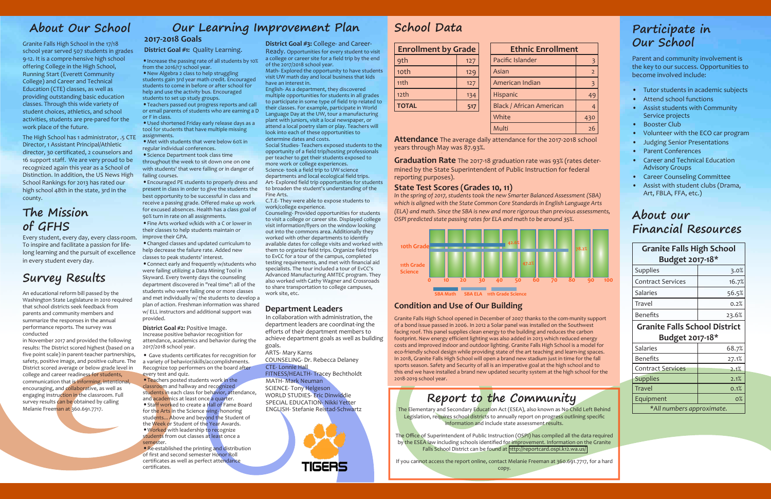## About Our School

Granite Falls High School in the 17/18 school year served 507 students in grades 9-12. It is a compre-hensive high school offering College in the High School, Running Start (Everett Community College) and Career and Technical Education (CTE) classes, as well as providing outstanding basic education classes. Through this wide variety of student choices, athletics, and school activities, students are pre-pared for the work place of the future.

The High School has 1 administrator, .5 CTE Director, 1 Assistant Principal/Athletic director, 30 certificated, 2 counselors and 16 support staff. We are very proud to be recognized again this year as a School of Distinction. In addition, the US News High School Rankings for 2013 has rated our high school 48th in the state, 3rd in the county.

## The Mission of GFHS

Every student, every day, every class-room. To inspire and facilitate a passion for life-long learning and the pursuit of excellence in every student every day.

## Survey Results

An educational reform bill passed by the Washington State Legislature in 2010 required that school districts seek feedback from parents and community members and summarize the responses in the annual performance reports. The survey was conducted in November 2017 and provided the following results: The District scored highest (based on a five point scale) in parent-teacher partnerships, safety, positive image, and positive culture. The District scored average or below grade level in college and career readiness for students, communication that is informing, intentional, encouraging, and collaborative, as well as engaging instruction in the classroom. Full survey results can be obtained by calling Melanie Freeman at 360.691.7717.

## Our Learning Improvement Plan

### 2017-2018 Goals

**District Goal #1:** Quality Learning.

- Increase the passing rate of all students by 10% from the 2016/17 school year.
- New Algebra 2 class to help struggling students gain 3rd year math credit. Encouraged students to come in before or after school for help and use the activity bus. Encouraged students to set up study groups.
- Teachers passed out progress reports and call or email parents of students who are earning a D or F in class.
- Used shortened Friday early release days as a tool for students that have multiple missing assignments.
- Met with students that were below 60% in regular individual conferences.
- Science Department took class time throughout the week to sit down one on one with students' that were failing or in danger of failing courses.
- Encouraged PE students to properly dress and present in class in order to give the students the best opportunity to be successful in class and receive a passing grade. Offered make up work for excused absences. Health has a class goal of 90% turn in rate on all assignments.
- Fine Arts worked w/kids with a C or lower in their classes to help students maintain or improve their GPA.
- Changed classes and updated curriculum to help decrease the failure rate. Added new classes to peak students' interest.
- Connect early and frequently w/students who were failing utilizing a Data Mining Tool in Skyward. Every twenty days the counseling department discovered in "real time": all of the students who were failing one or more classes and met individually w/ the students to develop a plan of action. Freshman information was shared w/ ELL instructors and additional support was provided.

**District Goal #2:** Positive Image.
Increase positive behavior recognition for attendance, academics and behavior during the 2017/2018 school year.

- Gave students certificates for recognition for a variety of behavior/skills/accomplishments. Recognize top performers on the board after every test and quiz.
- Teachers posted students work in the classroom and hallway and recognized students in each class for behavior, attendance, and academics at least once a quarter.
- Staff worked to create a Hall of Fame Board for the Arts in the Science wing- honoring students... Above and beyond the Student of the Week or Student of the Year Awards.
- Worked with leadership to recognize students from out classes at least once a semester.
- Re-established the printing and distribution of first and second semester Honor Roll certificates as well as perfect attendance certificates.

**District Goal #3:** College- and Career-Ready. Opportunities for every student to visit a college or career site for a field trip by the end of the 2017/2018 school year.
Math- Explored the opportunity to have students visit UW math day and local business that kids have an interest in.
English- As a department, they discovered multiple opportunities for students in all grades to participate in some type of field trip related to their classes. For example, participate in World Language Day at the UW, tour a manufacturing plant with juniors, visit a local newspaper, or attend a local poetry slam or play. Teachers will look into each of these opportunities to determine dates and costs.
Social Studies- Teachers exposed students to the opportunity of a field trip/hosting professionals per teacher to get their students exposed to more work or college experiences.
Science- took a field trip to UW science departments and local ecological field trips.
Art- Explored field trip opportunities for students to broaden the student's understanding of the Fine Arts.
C.T.E- They were able to expose students to work/college experience.
Counseling- Provided opportunities for students to visit a college or career site. Displayed college visit information/flyers on the window looking out into the commons area. Additionally they worked with other departments to identify available dates for college visits and worked with them to organize field trips. Organize field trips to EvCC for a tour of the campus, completed testing requirements, and met with financial aid specialists. The tour included a tour of EvCC's Advanced Manufacturing AMTEC program. They also worked with Cathy Wagner and Crossroads to share transportation to college campuses, work site, etc.

### Department Leaders

In collaboration with administration, the department leaders are coordinat-ing the efforts of their department members to achieve department goals as well as building goals.

ARTS- Mary Karns
COUNSELING- Dr. Rebecca Delaney
CTE- Lonnie Hall
FITNESS/HEALTH- Tracey Bechtholdt
MATH- Mark Neuman
SCIENCE- Tony Helgeson
WORLD STUDIES- Eric Dinwiddie
SPECIAL EDUCATION- Nikki Yetter
ENGLISH- Stefanie Reistad-Schwartz

TIGERS

## School Data

| Enrollment by Grade | |
|---|---|
| 9th | 127 |
| 10th | 129 |
| 11th | 127 |
| 12th | 134 |
| **TOTAL** | **517** |

| Ethnic Enrollment | |
|---|---|
| Pacific Islander | 3 |
| Asian | 2 |
| American Indian | 3 |
| Hispanic | 49 |
| Black / African American | 4 |
| White | 430 |
| Multi | 26 |

**Attendance** The average daily attendance for the 2017-2018 school years through May was 87.93%.

**Graduation Rate** The 2017-18 graduation rate was 93% (rates deter-mined by the State Superintendent of Public Instruction for federal reporting purposes).

### State Test Scores (Grades 10, 11)

*In the spring of 2017, students took the new Smarter Balanced Assessment (SBA) which is aligned with the State Common Core Standards in English Language Arts (ELA) and math. Since the SBA is new and more rigorous than previous assessments, OSPI predicted state passing rates for ELA and math to be around 35%.*

10th Grade
11th Grade Science
42.6%
78.2%
47.2%
0 10 20 30 40 50 60 70 80 90 100
SBA Math
SBA ELA
11th Grade Science

### Condition and Use of Our Building

Granite Falls High School opened in December of 2007 thanks to the com-munity support of a bond issue passed in 2006. In 2012 a Solar panel was installed on the Southwest facing roof. This panel supplies clean energy to the building and reduces the carbon footprint. New energy efficient lighting was also added in 2013 which reduced energy costs and improved indoor and outdoor lighting. Granite Falls High School is a model for eco-friendly school design while providing state of the art teaching and learn-ing spaces. In 2018, Granite Falls High School will open a brand new stadium just in time for the fall sports season. Safety and Security of all is an imperative goal at the high school and to this end we have installed a brand new updated security system at the high school for the 2018-2019 school year.

## Report to the Community

The Elementary and Secondary Education Act (ESEA), also known as No Child Left Behind Legislation, requires school districts to annually report on progress outlining specific information and include state assessment results.

The Office of Superintendent of Public Instruction (OSPI) has compiled all the data required by the ESEA law including schools identified for improvement. Information on the Granite Falls School District can be found at http://reportcard.ospi.k12.wa.us/

If you cannot access the report online, contact Melanie Freeman at 360.691.7717, for a hard copy.

## Participate in Our School

Parent and community involvement is the key to our success. Opportunities to become involved include:

- Tutor students in academic subjects
- Attend school functions
- Assist students with Community Service projects
- Booster Club
- Volunteer with the ECO car program
- Judging Senior Presentations
- Parent Conferences
- Career and Technical Education Advisory Groups
- Career Counseling Committee
- Assist with student clubs (Drama, Art, FBLA, FFA, etc.)

## About our Financial Resources

| Granite Falls High School Budget 2017-18* | |
|---|---|
| Supplies | 3.0% |
| Contract Services | 16.7% |
| Salaries | 56.5% |
| Travel | 0.2% |
| Benefits | 23.6% |

| Granite Falls School District Budget 2017-18* | |
|---|---|
| Salaries | 68.7% |
| Benefits | 27.1% |
| Contract Services | 2.1% |
| Supplies | 2.1% |
| Travel | 0.1% |
| Equipment | 0% |

*All numbers approximate.*